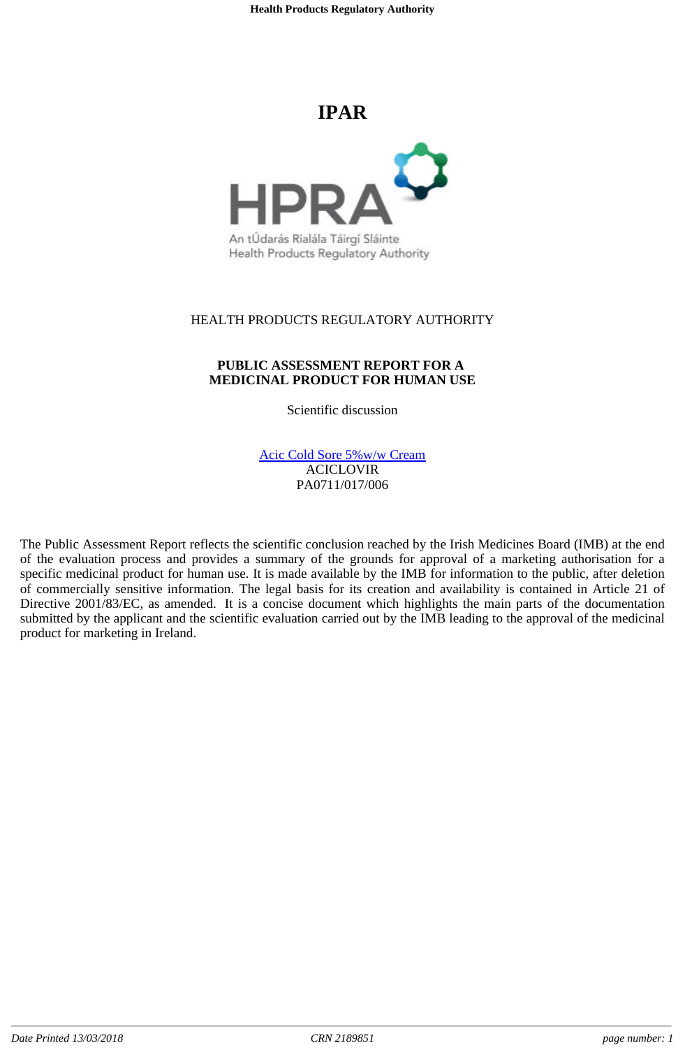# IPAR

HEALTH PRODUCTS REGULATORY AUTHORITY

**PUBLIC ASSESSMENT REPORT FOR A MEDICINAL PRODUCT FOR HUMAN USE**

Scientific discussion

Acic Cold Sore 5%w/w Cream
ACICLOVIR
PA0711/017/006

The Public Assessment Report reflects the scientific conclusion reached by the Irish Medicines Board (IMB) at the end of the evaluation process and provides a summary of the grounds for approval of a marketing authorisation for a specific medicinal product for human use. It is made available by the IMB for information to the public, after deletion of commercially sensitive information. The legal basis for its creation and availability is contained in Article 21 of Directive 2001/83/EC, as amended. It is a concise document which highlights the main parts of the documentation submitted by the applicant and the scientific evaluation carried out by the IMB leading to the approval of the medicinal product for marketing in Ireland.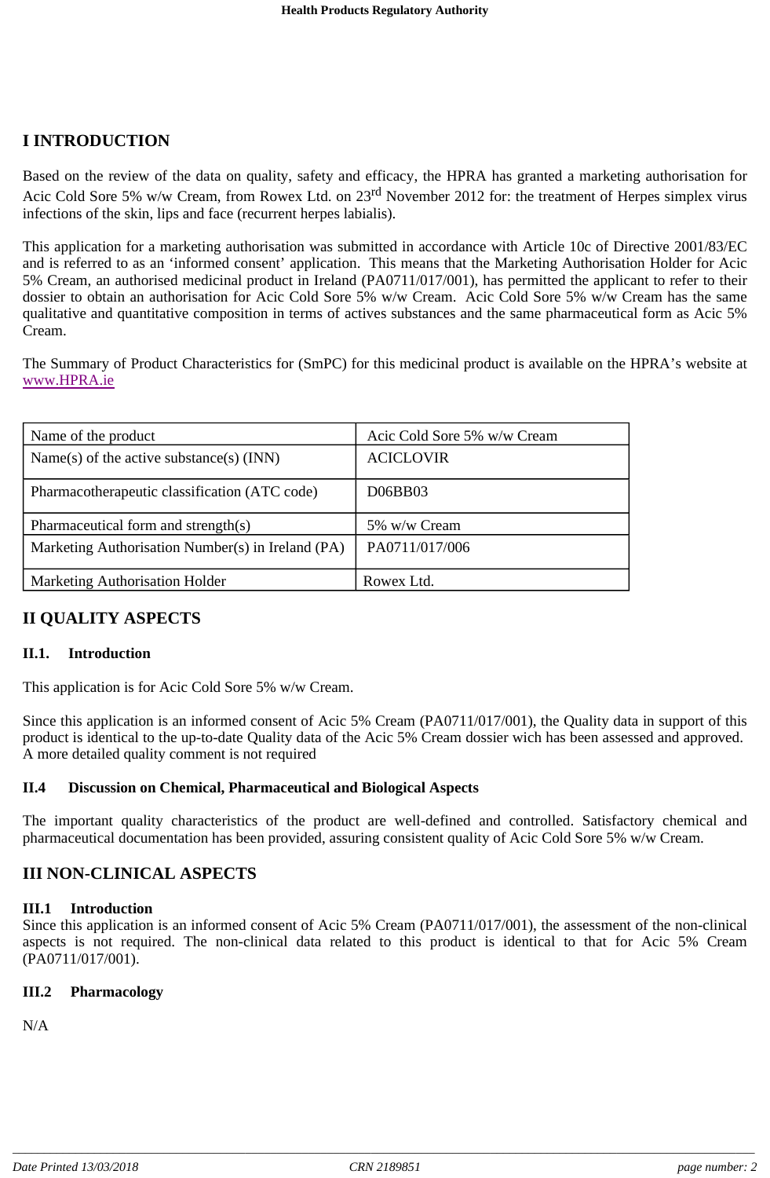## I INTRODUCTION

Based on the review of the data on quality, safety and efficacy, the HPRA has granted a marketing authorisation for Acic Cold Sore 5% w/w Cream, from Rowex Ltd. on 23rd November 2012 for: the treatment of Herpes simplex virus infections of the skin, lips and face (recurrent herpes labialis).

This application for a marketing authorisation was submitted in accordance with Article 10c of Directive 2001/83/EC and is referred to as an 'informed consent' application. This means that the Marketing Authorisation Holder for Acic 5% Cream, an authorised medicinal product in Ireland (PA0711/017/001), has permitted the applicant to refer to their dossier to obtain an authorisation for Acic Cold Sore 5% w/w Cream. Acic Cold Sore 5% w/w Cream has the same qualitative and quantitative composition in terms of actives substances and the same pharmaceutical form as Acic 5% Cream.

The Summary of Product Characteristics for (SmPC) for this medicinal product is available on the HPRA's website at www.HPRA.ie

| Name of the product | Acic Cold Sore 5% w/w Cream |
|---|---|
| Name(s) of the active substance(s) (INN) | ACICLOVIR |
| Pharmacotherapeutic classification (ATC code) | D06BB03 |
| Pharmaceutical form and strength(s) | 5% w/w Cream |
| Marketing Authorisation Number(s) in Ireland (PA) | PA0711/017/006 |
| Marketing Authorisation Holder | Rowex Ltd. |

## II QUALITY ASPECTS

### II.1. Introduction

This application is for Acic Cold Sore 5% w/w Cream.

Since this application is an informed consent of Acic 5% Cream (PA0711/017/001), the Quality data in support of this product is identical to the up-to-date Quality data of the Acic 5% Cream dossier wich has been assessed and approved. A more detailed quality comment is not required

### II.4 Discussion on Chemical, Pharmaceutical and Biological Aspects

The important quality characteristics of the product are well-defined and controlled. Satisfactory chemical and pharmaceutical documentation has been provided, assuring consistent quality of Acic Cold Sore 5% w/w Cream.

## III NON-CLINICAL ASPECTS

### III.1 Introduction

Since this application is an informed consent of Acic 5% Cream (PA0711/017/001), the assessment of the non-clinical aspects is not required. The non-clinical data related to this product is identical to that for Acic 5% Cream (PA0711/017/001).

### III.2 Pharmacology

N/A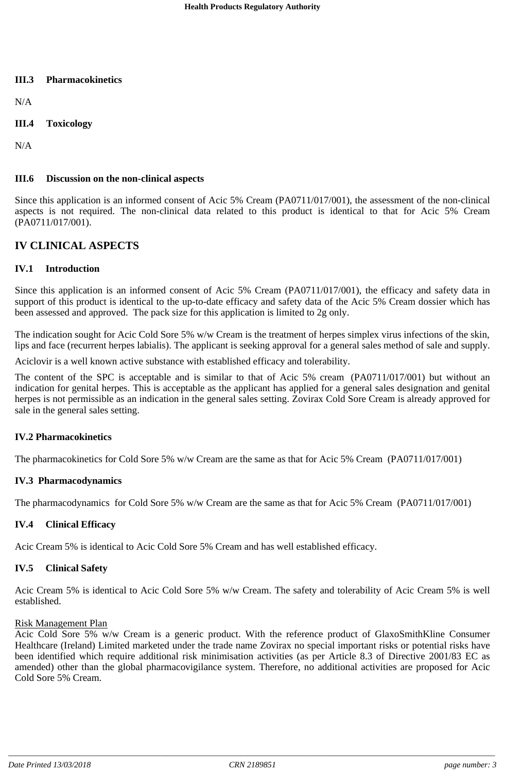### III.3 Pharmacokinetics

N/A

### III.4 Toxicology

N/A

### III.6 Discussion on the non-clinical aspects

Since this application is an informed consent of Acic 5% Cream (PA0711/017/001), the assessment of the non-clinical aspects is not required. The non-clinical data related to this product is identical to that for Acic 5% Cream (PA0711/017/001).

## IV CLINICAL ASPECTS

### IV.1 Introduction

Since this application is an informed consent of Acic 5% Cream (PA0711/017/001), the efficacy and safety data in support of this product is identical to the up-to-date efficacy and safety data of the Acic 5% Cream dossier which has been assessed and approved. The pack size for this application is limited to 2g only.

The indication sought for Acic Cold Sore 5% w/w Cream is the treatment of herpes simplex virus infections of the skin, lips and face (recurrent herpes labialis). The applicant is seeking approval for a general sales method of sale and supply.

Aciclovir is a well known active substance with established efficacy and tolerability.

The content of the SPC is acceptable and is similar to that of Acic 5% cream (PA0711/017/001) but without an indication for genital herpes. This is acceptable as the applicant has applied for a general sales designation and genital herpes is not permissible as an indication in the general sales setting. Zovirax Cold Sore Cream is already approved for sale in the general sales setting.

### IV.2 Pharmacokinetics

The pharmacokinetics for Cold Sore 5% w/w Cream are the same as that for Acic 5% Cream (PA0711/017/001)

### IV.3 Pharmacodynamics

The pharmacodynamics for Cold Sore 5% w/w Cream are the same as that for Acic 5% Cream (PA0711/017/001)

### IV.4 Clinical Efficacy

Acic Cream 5% is identical to Acic Cold Sore 5% Cream and has well established efficacy.

### IV.5 Clinical Safety

Acic Cream 5% is identical to Acic Cold Sore 5% w/w Cream. The safety and tolerability of Acic Cream 5% is well established.

Risk Management Plan

Acic Cold Sore 5% w/w Cream is a generic product. With the reference product of GlaxoSmithKline Consumer Healthcare (Ireland) Limited marketed under the trade name Zovirax no special important risks or potential risks have been identified which require additional risk minimisation activities (as per Article 8.3 of Directive 2001/83 EC as amended) other than the global pharmacovigilance system. Therefore, no additional activities are proposed for Acic Cold Sore 5% Cream.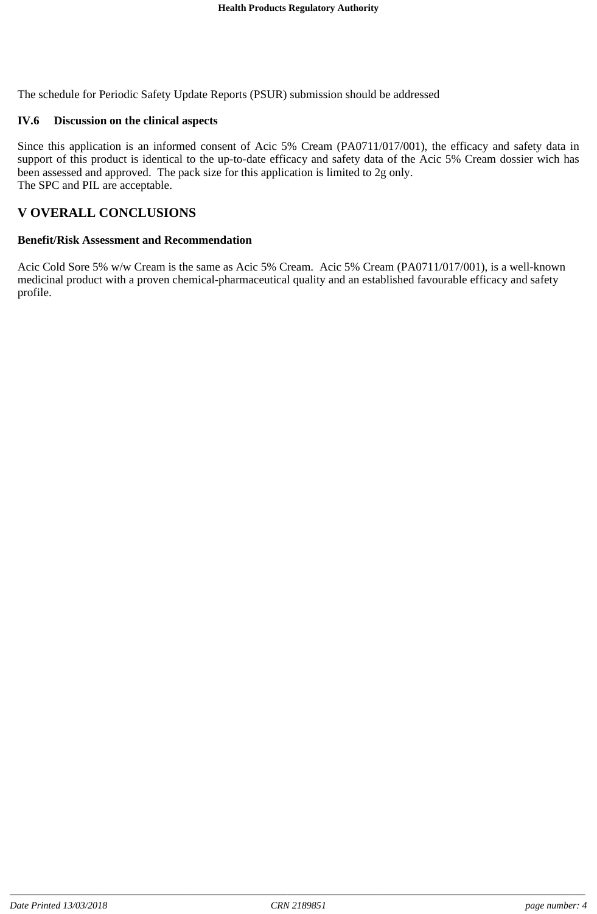The schedule for Periodic Safety Update Reports (PSUR) submission should be addressed

### IV.6 Discussion on the clinical aspects

Since this application is an informed consent of Acic 5% Cream (PA0711/017/001), the efficacy and safety data in support of this product is identical to the up-to-date efficacy and safety data of the Acic 5% Cream dossier wich has been assessed and approved. The pack size for this application is limited to 2g only.
The SPC and PIL are acceptable.

## V OVERALL CONCLUSIONS

### Benefit/Risk Assessment and Recommendation

Acic Cold Sore 5% w/w Cream is the same as Acic 5% Cream. Acic 5% Cream (PA0711/017/001), is a well-known medicinal product with a proven chemical-pharmaceutical quality and an established favourable efficacy and safety profile.